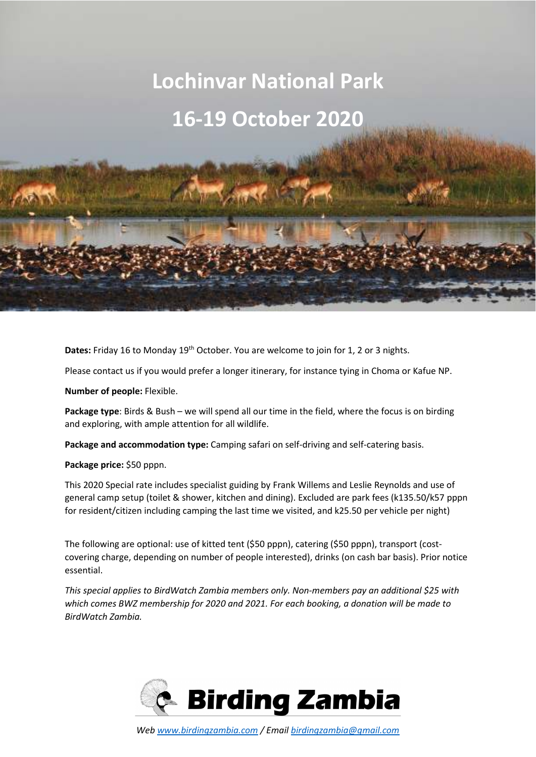# Lochinvar National Park

# 16-19 October 2020

**Dates:** Friday 16 to Monday 19th October. You are welcome to join for 1, 2 or 3 nights.

Please contact us if you would prefer a longer itinerary, for instance tying in Choma or Kafue NP.

**Number of people:** Flexible.

**Package type**: Birds & Bush – we will spend all our time in the field, where the focus is on birding and exploring, with ample attention for all wildlife.

**Package and accommodation type:** Camping safari on self-driving and self-catering basis.

**Package price:** $50 pppn.

This 2020 Special rate includes specialist guiding by Frank Willems and Leslie Reynolds and use of general camp setup (toilet & shower, kitchen and dining). Excluded are park fees (k135.50/k57 pppn for resident/citizen including camping the last time we visited, and k25.50 per vehicle per night)

The following are optional: use of kitted tent ($50 pppn), catering ($50 pppn), transport (cost-covering charge, depending on number of people interested), drinks (on cash bar basis). Prior notice essential.

*This special applies to BirdWatch Zambia members only. Non-members pay an additional $25 with which comes BWZ membership for 2020 and 2021. For each booking, a donation will be made to BirdWatch Zambia.*

**Birding Zambia**

*Web www.birdingzambia.com / Email birdingzambia@gmail.com*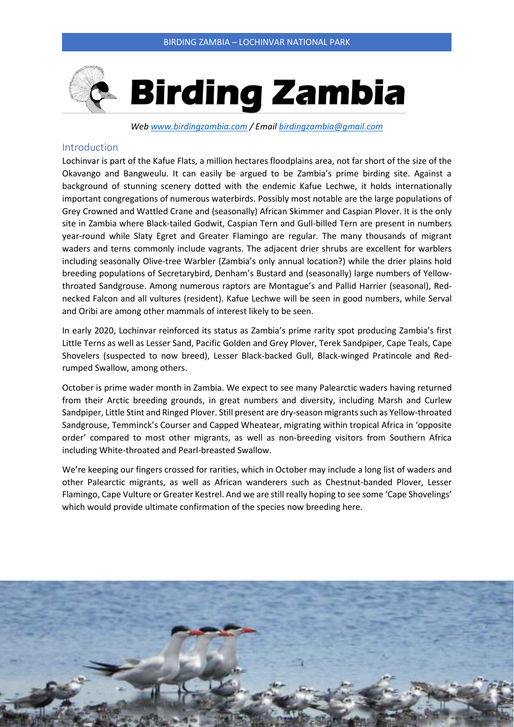# Birding Zambia

*Web [www.birdingzambia.com](http://www.birdingzambia.com) / Email [birdingzambia@gmail.com](mailto:birdingzambia@gmail.com)*

## Introduction

Lochinvar is part of the Kafue Flats, a million hectares floodplains area, not far short of the size of the Okavango and Bangweulu. It can easily be argued to be Zambia's prime birding site. Against a background of stunning scenery dotted with the endemic Kafue Lechwe, it holds internationally important congregations of numerous waterbirds. Possibly most notable are the large populations of Grey Crowned and Wattled Crane and (seasonally) African Skimmer and Caspian Plover. It is the only site in Zambia where Black-tailed Godwit, Caspian Tern and Gull-billed Tern are present in numbers year-round while Slaty Egret and Greater Flamingo are regular. The many thousands of migrant waders and terns commonly include vagrants. The adjacent drier shrubs are excellent for warblers including seasonally Olive-tree Warbler (Zambia's only annual location?) while the drier plains hold breeding populations of Secretarybird, Denham's Bustard and (seasonally) large numbers of Yellow-throated Sandgrouse. Among numerous raptors are Montague's and Pallid Harrier (seasonal), Red-necked Falcon and all vultures (resident). Kafue Lechwe will be seen in good numbers, while Serval and Oribi are among other mammals of interest likely to be seen.

In early 2020, Lochinvar reinforced its status as Zambia's prime rarity spot producing Zambia's first Little Terns as well as Lesser Sand, Pacific Golden and Grey Plover, Terek Sandpiper, Cape Teals, Cape Shovelers (suspected to now breed), Lesser Black-backed Gull, Black-winged Pratincole and Red-rumped Swallow, among others.

October is prime wader month in Zambia. We expect to see many Palearctic waders having returned from their Arctic breeding grounds, in great numbers and diversity, including Marsh and Curlew Sandpiper, Little Stint and Ringed Plover. Still present are dry-season migrants such as Yellow-throated Sandgrouse, Temminck's Courser and Capped Wheatear, migrating within tropical Africa in 'opposite order' compared to most other migrants, as well as non-breeding visitors from Southern Africa including White-throated and Pearl-breasted Swallow.

We're keeping our fingers crossed for rarities, which in October may include a long list of waders and other Palearctic migrants, as well as African wanderers such as Chestnut-banded Plover, Lesser Flamingo, Cape Vulture or Greater Kestrel. And we are still really hoping to see some 'Cape Shovelings' which would provide ultimate confirmation of the species now breeding here.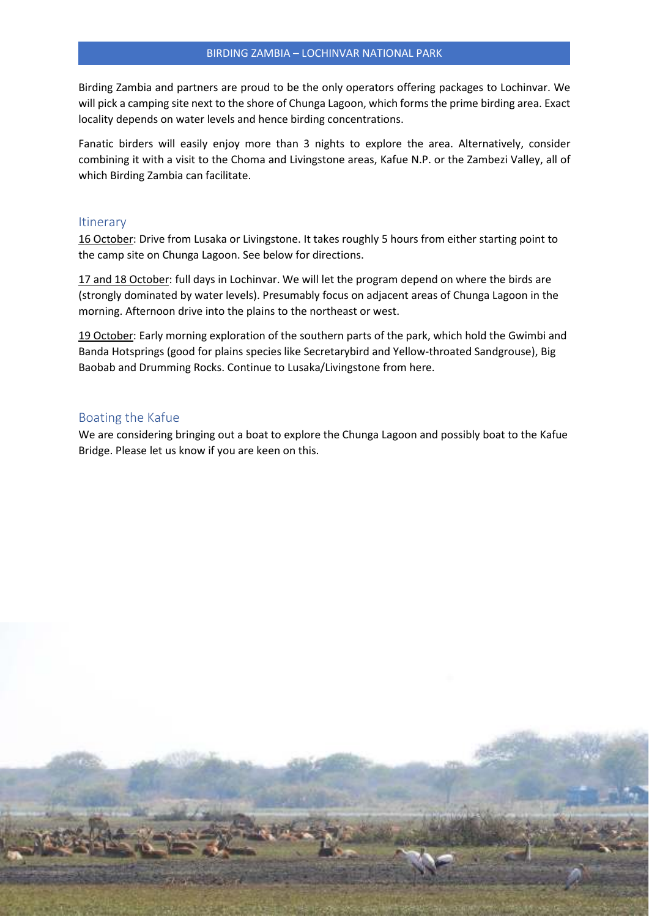# BIRDING ZAMBIA – LOCHINVAR NATIONAL PARK

Birding Zambia and partners are proud to be the only operators offering packages to Lochinvar. We will pick a camping site next to the shore of Chunga Lagoon, which forms the prime birding area. Exact locality depends on water levels and hence birding concentrations.

Fanatic birders will easily enjoy more than 3 nights to explore the area. Alternatively, consider combining it with a visit to the Choma and Livingstone areas, Kafue N.P. or the Zambezi Valley, all of which Birding Zambia can facilitate.

## Itinerary

16 October: Drive from Lusaka or Livingstone. It takes roughly 5 hours from either starting point to the camp site on Chunga Lagoon. See below for directions.

17 and 18 October: full days in Lochinvar. We will let the program depend on where the birds are (strongly dominated by water levels). Presumably focus on adjacent areas of Chunga Lagoon in the morning. Afternoon drive into the plains to the northeast or west.

19 October: Early morning exploration of the southern parts of the park, which hold the Gwimbi and Banda Hotsprings (good for plains species like Secretarybird and Yellow-throated Sandgrouse), Big Baobab and Drumming Rocks. Continue to Lusaka/Livingstone from here.

## Boating the Kafue

We are considering bringing out a boat to explore the Chunga Lagoon and possibly boat to the Kafue Bridge. Please let us know if you are keen on this.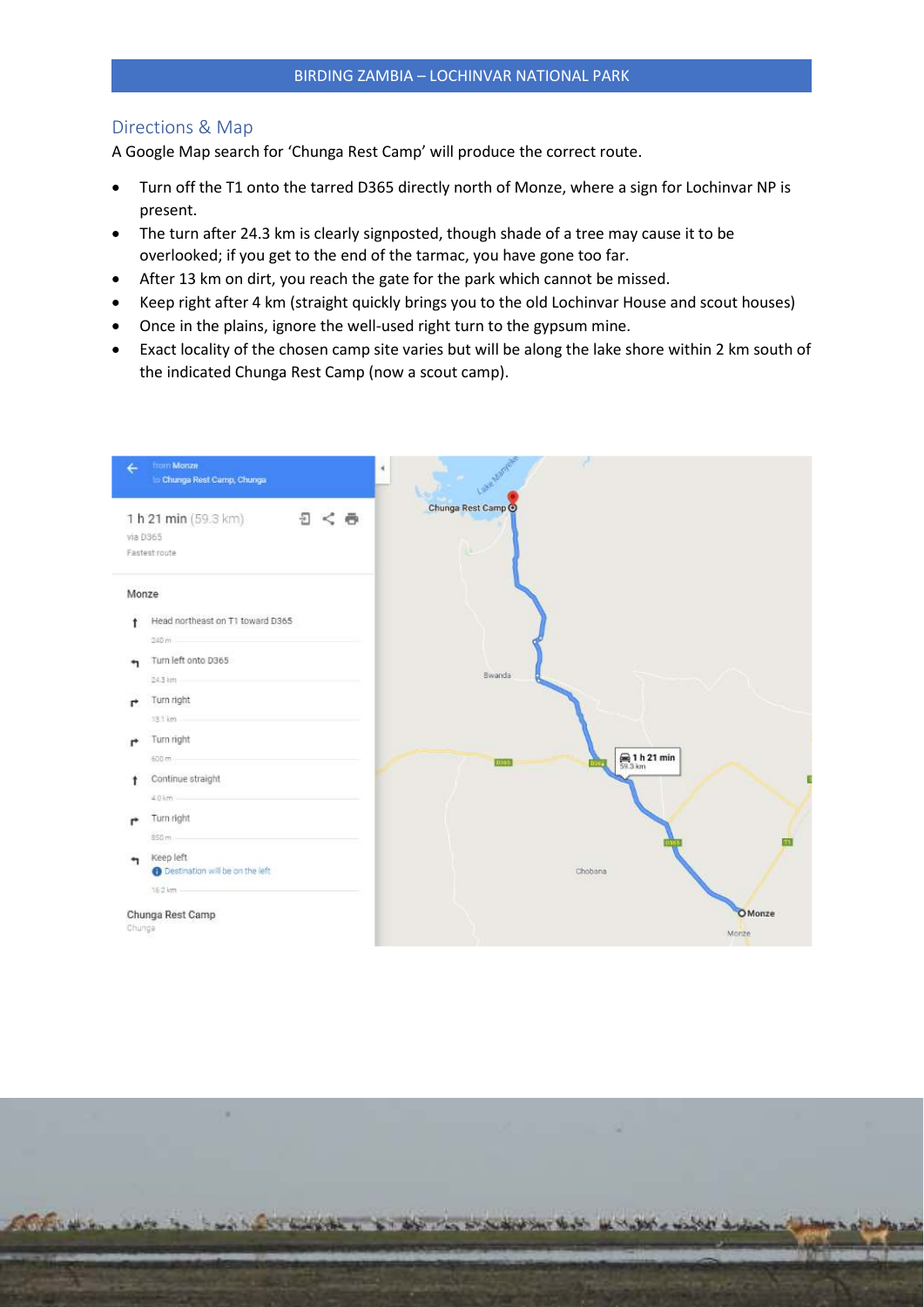## Directions & Map

A Google Map search for 'Chunga Rest Camp' will produce the correct route.

- Turn off the T1 onto the tarred D365 directly north of Monze, where a sign for Lochinvar NP is present.
- The turn after 24.3 km is clearly signposted, though shade of a tree may cause it to be overlooked; if you get to the end of the tarmac, you have gone too far.
- After 13 km on dirt, you reach the gate for the park which cannot be missed.
- Keep right after 4 km (straight quickly brings you to the old Lochinvar House and scout houses)
- Once in the plains, ignore the well-used right turn to the gypsum mine.
- Exact locality of the chosen camp site varies but will be along the lake shore within 2 km south of the indicated Chunga Rest Camp (now a scout camp).

from Monze
to Chunga Rest Camp, Chunga

1 h 21 min (59.3 km)
via D365
Fastest route

Monze

Head northeast on T1 toward D365
240 m

Turn left onto D365
24.3 km

Turn right
13.1 km

Turn right
600 m

Continue straight
4.0 km

Turn right
850 m

Keep left
Destination will be on the left
16.2 km

Chunga Rest Camp
Chunga

Lake Mamyeke
Chunga Rest Camp
Bwanda
D365
1 h 21 min
59.3 km
T1
Chobana
Monze